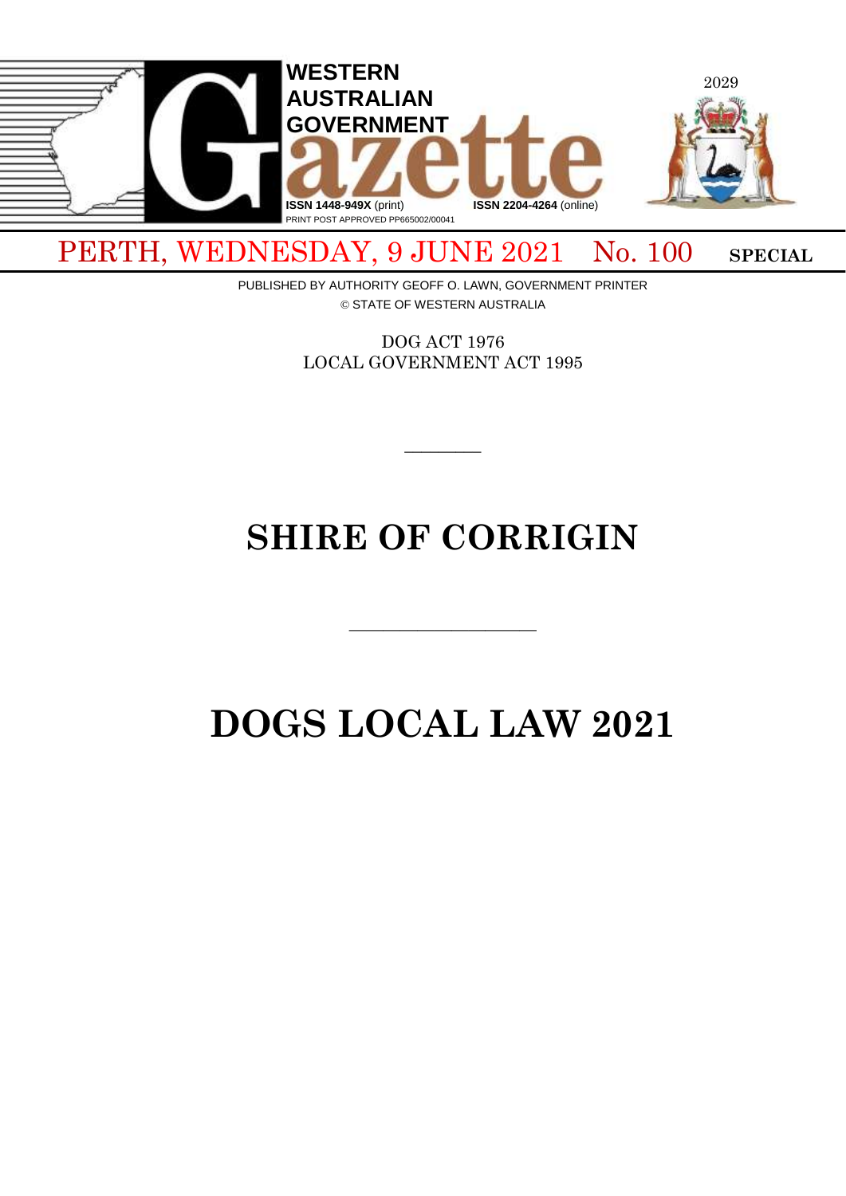# WESTERN AUSTRALIAN GOVERNMENT Gazette

ISSN 1448-949X (print) ISSN 2204-4264 (online)

PRINT POST APPROVED PP665002/00041

PERTH, WEDNESDAY, 9 JUNE 2021 No. 100 **SPECIAL**

PUBLISHED BY AUTHORITY GEOFF O. LAWN, GOVERNMENT PRINTER

© STATE OF WESTERN AUSTRALIA

DOG ACT 1976

LOCAL GOVERNMENT ACT 1995

———

# SHIRE OF CORRIGIN

———

# DOGS LOCAL LAW 2021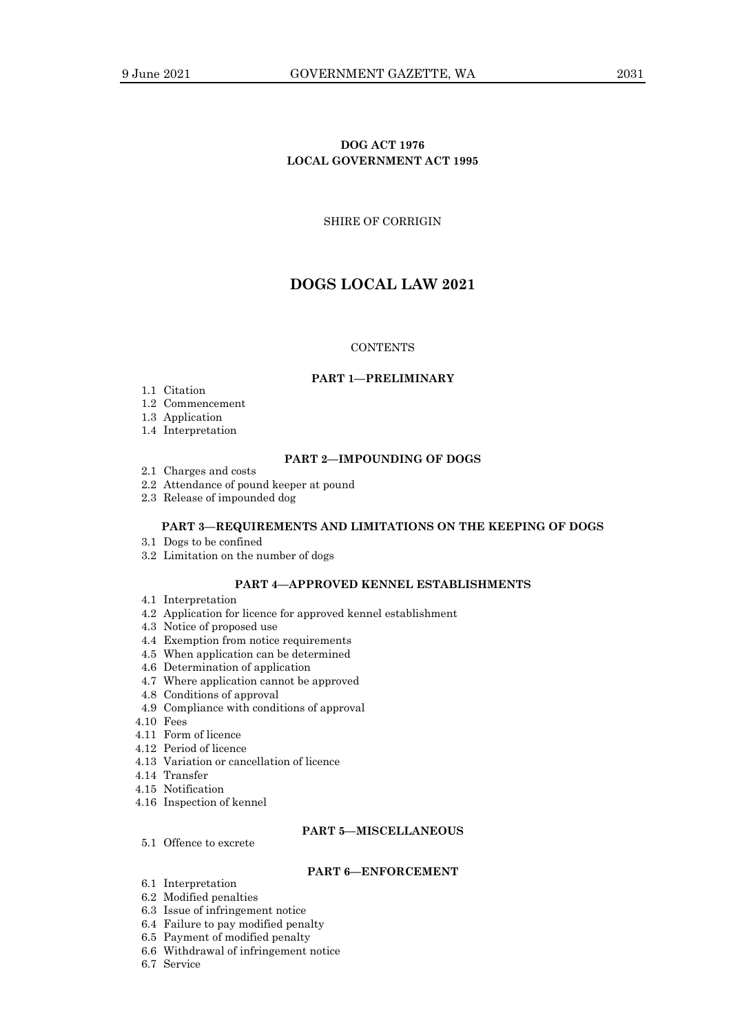**DOG ACT 1976**
**LOCAL GOVERNMENT ACT 1995**

SHIRE OF CORRIGIN

# DOGS LOCAL LAW 2021

CONTENTS

**PART 1—PRELIMINARY**

1.1 Citation
1.2 Commencement
1.3 Application
1.4 Interpretation

**PART 2—IMPOUNDING OF DOGS**

2.1 Charges and costs
2.2 Attendance of pound keeper at pound
2.3 Release of impounded dog

**PART 3—REQUIREMENTS AND LIMITATIONS ON THE KEEPING OF DOGS**

3.1 Dogs to be confined
3.2 Limitation on the number of dogs

**PART 4—APPROVED KENNEL ESTABLISHMENTS**

4.1 Interpretation
4.2 Application for licence for approved kennel establishment
4.3 Notice of proposed use
4.4 Exemption from notice requirements
4.5 When application can be determined
4.6 Determination of application
4.7 Where application cannot be approved
4.8 Conditions of approval
4.9 Compliance with conditions of approval
4.10 Fees
4.11 Form of licence
4.12 Period of licence
4.13 Variation or cancellation of licence
4.14 Transfer
4.15 Notification
4.16 Inspection of kennel

**PART 5—MISCELLANEOUS**

5.1 Offence to excrete

**PART 6—ENFORCEMENT**

6.1 Interpretation
6.2 Modified penalties
6.3 Issue of infringement notice
6.4 Failure to pay modified penalty
6.5 Payment of modified penalty
6.6 Withdrawal of infringement notice
6.7 Service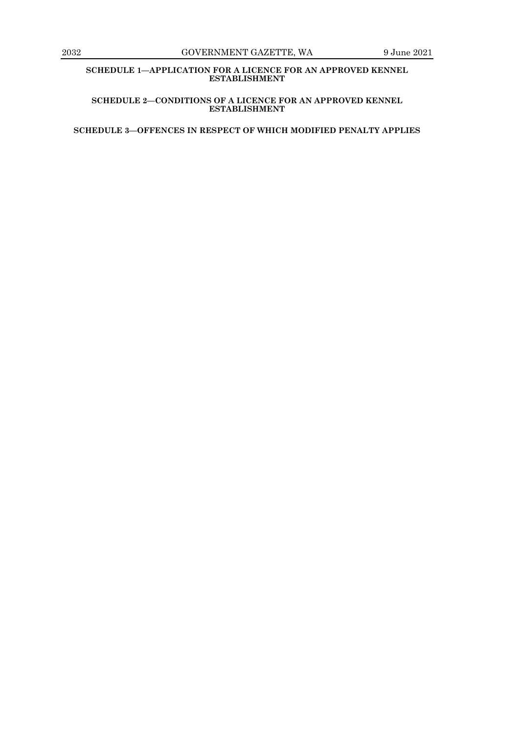## SCHEDULE 1—APPLICATION FOR A LICENCE FOR AN APPROVED KENNEL ESTABLISHMENT

## SCHEDULE 2—CONDITIONS OF A LICENCE FOR AN APPROVED KENNEL ESTABLISHMENT

## SCHEDULE 3—OFFENCES IN RESPECT OF WHICH MODIFIED PENALTY APPLIES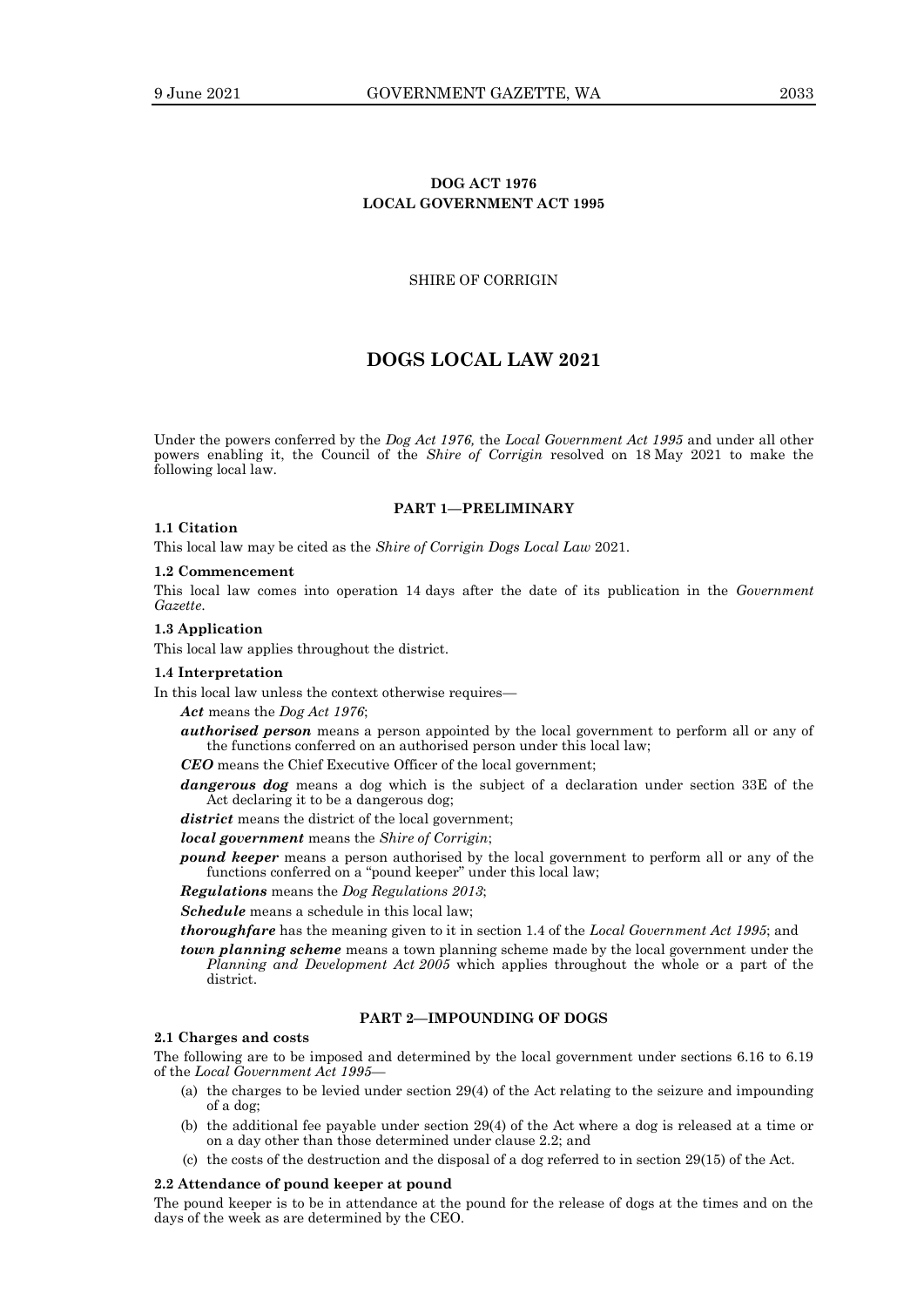**DOG ACT 1976**
**LOCAL GOVERNMENT ACT 1995**

SHIRE OF CORRIGIN

# DOGS LOCAL LAW 2021

Under the powers conferred by the *Dog Act 1976,* the *Local Government Act 1995* and under all other powers enabling it, the Council of the *Shire of Corrigin* resolved on 18 May 2021 to make the following local law.

## PART 1—PRELIMINARY

**1.1 Citation**

This local law may be cited as the *Shire of Corrigin Dogs Local Law* 2021.

**1.2 Commencement**

This local law comes into operation 14 days after the date of its publication in the *Government Gazette*.

**1.3 Application**

This local law applies throughout the district.

**1.4 Interpretation**

In this local law unless the context otherwise requires—

***Act*** means the *Dog Act 1976*;

***authorised person*** means a person appointed by the local government to perform all or any of the functions conferred on an authorised person under this local law;

***CEO*** means the Chief Executive Officer of the local government;

***dangerous dog*** means a dog which is the subject of a declaration under section 33E of the Act declaring it to be a dangerous dog;

***district*** means the district of the local government;

***local government*** means the *Shire of Corrigin*;

***pound keeper*** means a person authorised by the local government to perform all or any of the functions conferred on a "pound keeper" under this local law;

***Regulations*** means the *Dog Regulations 2013*;

***Schedule*** means a schedule in this local law;

***thoroughfare*** has the meaning given to it in section 1.4 of the *Local Government Act 1995*; and

***town planning scheme*** means a town planning scheme made by the local government under the *Planning and Development Act 2005* which applies throughout the whole or a part of the district.

## PART 2—IMPOUNDING OF DOGS

**2.1 Charges and costs**

The following are to be imposed and determined by the local government under sections 6.16 to 6.19 of the *Local Government Act 1995*—

(a) the charges to be levied under section 29(4) of the Act relating to the seizure and impounding of a dog;

(b) the additional fee payable under section 29(4) of the Act where a dog is released at a time or on a day other than those determined under clause 2.2; and

(c) the costs of the destruction and the disposal of a dog referred to in section 29(15) of the Act.

**2.2 Attendance of pound keeper at pound**

The pound keeper is to be in attendance at the pound for the release of dogs at the times and on the days of the week as are determined by the CEO.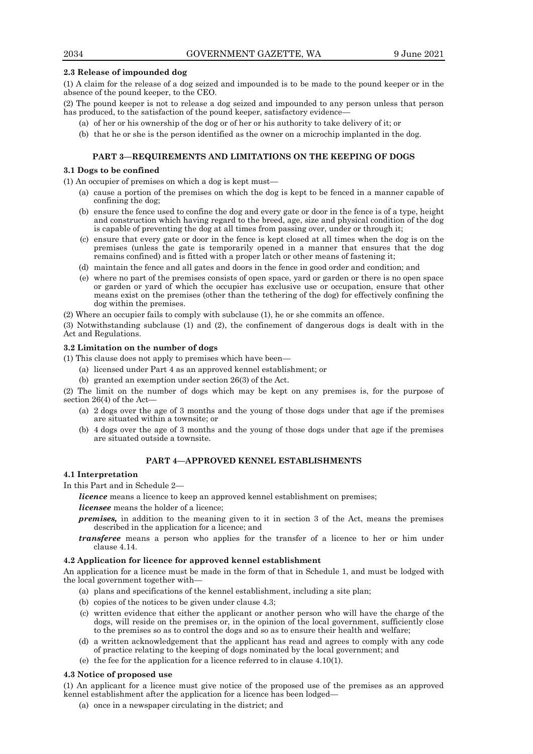**2.3 Release of impounded dog**

(1) A claim for the release of a dog seized and impounded is to be made to the pound keeper or in the absence of the pound keeper, to the CEO.

(2) The pound keeper is not to release a dog seized and impounded to any person unless that person has produced, to the satisfaction of the pound keeper, satisfactory evidence—

(a) of her or his ownership of the dog or of her or his authority to take delivery of it; or

(b) that he or she is the person identified as the owner on a microchip implanted in the dog.

## PART 3—REQUIREMENTS AND LIMITATIONS ON THE KEEPING OF DOGS

**3.1 Dogs to be confined**

(1) An occupier of premises on which a dog is kept must—

(a) cause a portion of the premises on which the dog is kept to be fenced in a manner capable of confining the dog;

(b) ensure the fence used to confine the dog and every gate or door in the fence is of a type, height and construction which having regard to the breed, age, size and physical condition of the dog is capable of preventing the dog at all times from passing over, under or through it;

(c) ensure that every gate or door in the fence is kept closed at all times when the dog is on the premises (unless the gate is temporarily opened in a manner that ensures that the dog remains confined) and is fitted with a proper latch or other means of fastening it;

(d) maintain the fence and all gates and doors in the fence in good order and condition; and

(e) where no part of the premises consists of open space, yard or garden or there is no open space or garden or yard of which the occupier has exclusive use or occupation, ensure that other means exist on the premises (other than the tethering of the dog) for effectively confining the dog within the premises.

(2) Where an occupier fails to comply with subclause (1), he or she commits an offence.

(3) Notwithstanding subclause (1) and (2), the confinement of dangerous dogs is dealt with in the Act and Regulations.

**3.2 Limitation on the number of dogs**

(1) This clause does not apply to premises which have been—

(a) licensed under Part 4 as an approved kennel establishment; or

(b) granted an exemption under section 26(3) of the Act.

(2) The limit on the number of dogs which may be kept on any premises is, for the purpose of section 26(4) of the Act—

(a) 2 dogs over the age of 3 months and the young of those dogs under that age if the premises are situated within a townsite; or

(b) 4 dogs over the age of 3 months and the young of those dogs under that age if the premises are situated outside a townsite.

## PART 4—APPROVED KENNEL ESTABLISHMENTS

**4.1 Interpretation**

In this Part and in Schedule 2—

***licence*** means a licence to keep an approved kennel establishment on premises;

***licensee*** means the holder of a licence;

***premises,*** in addition to the meaning given to it in section 3 of the Act, means the premises described in the application for a licence; and

***transferee*** means a person who applies for the transfer of a licence to her or him under clause 4.14.

**4.2 Application for licence for approved kennel establishment**

An application for a licence must be made in the form of that in Schedule 1, and must be lodged with the local government together with—

(a) plans and specifications of the kennel establishment, including a site plan;

(b) copies of the notices to be given under clause 4.3;

(c) written evidence that either the applicant or another person who will have the charge of the dogs, will reside on the premises or, in the opinion of the local government, sufficiently close to the premises so as to control the dogs and so as to ensure their health and welfare;

(d) a written acknowledgement that the applicant has read and agrees to comply with any code of practice relating to the keeping of dogs nominated by the local government; and

(e) the fee for the application for a licence referred to in clause 4.10(1).

**4.3 Notice of proposed use**

(1) An applicant for a licence must give notice of the proposed use of the premises as an approved kennel establishment after the application for a licence has been lodged—

(a) once in a newspaper circulating in the district; and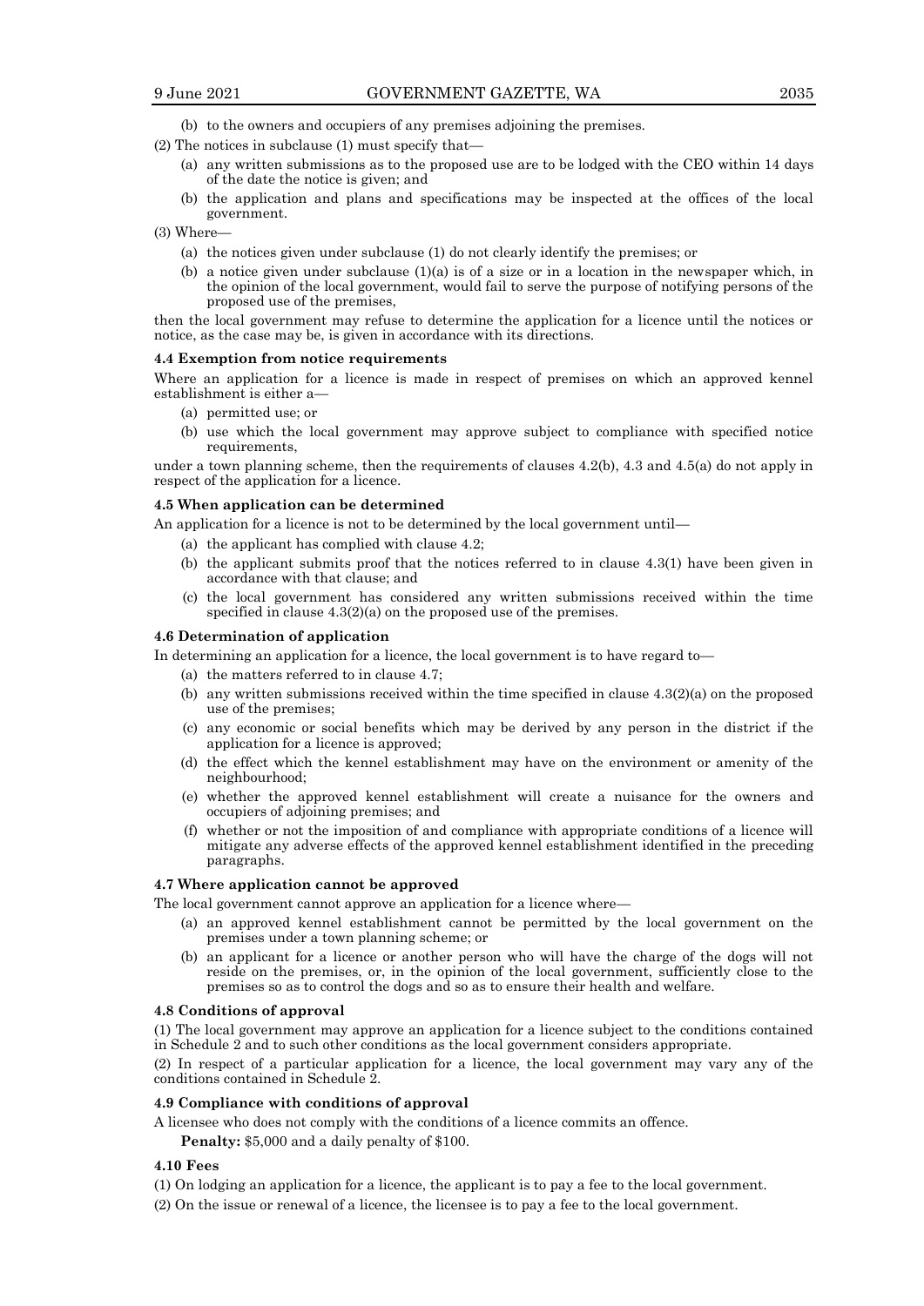(b) to the owners and occupiers of any premises adjoining the premises.

(2) The notices in subclause (1) must specify that—

(a) any written submissions as to the proposed use are to be lodged with the CEO within 14 days of the date the notice is given; and

(b) the application and plans and specifications may be inspected at the offices of the local government.

(3) Where—

(a) the notices given under subclause (1) do not clearly identify the premises; or

(b) a notice given under subclause (1)(a) is of a size or in a location in the newspaper which, in the opinion of the local government, would fail to serve the purpose of notifying persons of the proposed use of the premises,

then the local government may refuse to determine the application for a licence until the notices or notice, as the case may be, is given in accordance with its directions.

**4.4 Exemption from notice requirements**

Where an application for a licence is made in respect of premises on which an approved kennel establishment is either a—

(a) permitted use; or

(b) use which the local government may approve subject to compliance with specified notice requirements,

under a town planning scheme, then the requirements of clauses 4.2(b), 4.3 and 4.5(a) do not apply in respect of the application for a licence.

**4.5 When application can be determined**

An application for a licence is not to be determined by the local government until—

(a) the applicant has complied with clause 4.2;

(b) the applicant submits proof that the notices referred to in clause 4.3(1) have been given in accordance with that clause; and

(c) the local government has considered any written submissions received within the time specified in clause 4.3(2)(a) on the proposed use of the premises.

**4.6 Determination of application**

In determining an application for a licence, the local government is to have regard to—

(a) the matters referred to in clause 4.7;

(b) any written submissions received within the time specified in clause 4.3(2)(a) on the proposed use of the premises;

(c) any economic or social benefits which may be derived by any person in the district if the application for a licence is approved;

(d) the effect which the kennel establishment may have on the environment or amenity of the neighbourhood;

(e) whether the approved kennel establishment will create a nuisance for the owners and occupiers of adjoining premises; and

(f) whether or not the imposition of and compliance with appropriate conditions of a licence will mitigate any adverse effects of the approved kennel establishment identified in the preceding paragraphs.

**4.7 Where application cannot be approved**

The local government cannot approve an application for a licence where—

(a) an approved kennel establishment cannot be permitted by the local government on the premises under a town planning scheme; or

(b) an applicant for a licence or another person who will have the charge of the dogs will not reside on the premises, or, in the opinion of the local government, sufficiently close to the premises so as to control the dogs and so as to ensure their health and welfare.

**4.8 Conditions of approval**

(1) The local government may approve an application for a licence subject to the conditions contained in Schedule 2 and to such other conditions as the local government considers appropriate.

(2) In respect of a particular application for a licence, the local government may vary any of the conditions contained in Schedule 2.

**4.9 Compliance with conditions of approval**

A licensee who does not comply with the conditions of a licence commits an offence.

**Penalty:** $5,000 and a daily penalty of $100.

**4.10 Fees**

(1) On lodging an application for a licence, the applicant is to pay a fee to the local government.

(2) On the issue or renewal of a licence, the licensee is to pay a fee to the local government.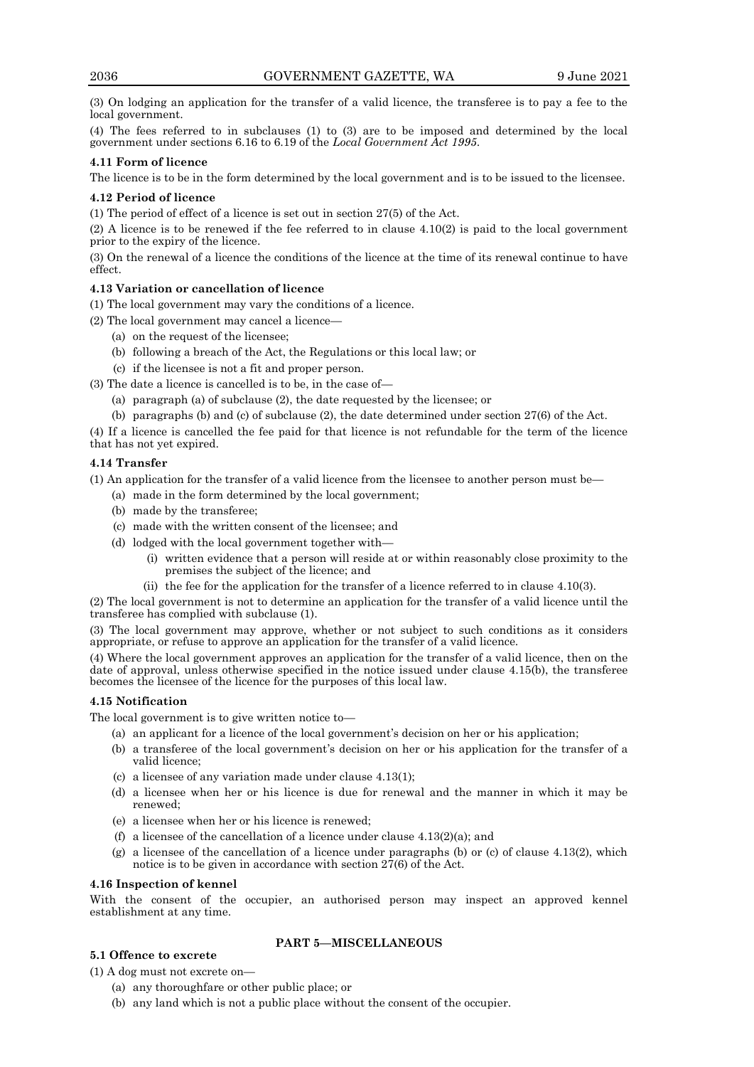(3) On lodging an application for the transfer of a valid licence, the transferee is to pay a fee to the local government.

(4) The fees referred to in subclauses (1) to (3) are to be imposed and determined by the local government under sections 6.16 to 6.19 of the *Local Government Act 1995*.

**4.11 Form of licence**

The licence is to be in the form determined by the local government and is to be issued to the licensee.

**4.12 Period of licence**

(1) The period of effect of a licence is set out in section 27(5) of the Act.

(2) A licence is to be renewed if the fee referred to in clause 4.10(2) is paid to the local government prior to the expiry of the licence.

(3) On the renewal of a licence the conditions of the licence at the time of its renewal continue to have effect.

**4.13 Variation or cancellation of licence**

(1) The local government may vary the conditions of a licence.

(2) The local government may cancel a licence—

- (a) on the request of the licensee;
- (b) following a breach of the Act, the Regulations or this local law; or
- (c) if the licensee is not a fit and proper person.

(3) The date a licence is cancelled is to be, in the case of—

- (a) paragraph (a) of subclause (2), the date requested by the licensee; or
- (b) paragraphs (b) and (c) of subclause (2), the date determined under section 27(6) of the Act.

(4) If a licence is cancelled the fee paid for that licence is not refundable for the term of the licence that has not yet expired.

**4.14 Transfer**

(1) An application for the transfer of a valid licence from the licensee to another person must be—

- (a) made in the form determined by the local government;
- (b) made by the transferee;
- (c) made with the written consent of the licensee; and
- (d) lodged with the local government together with—
  - (i) written evidence that a person will reside at or within reasonably close proximity to the premises the subject of the licence; and
  - (ii) the fee for the application for the transfer of a licence referred to in clause 4.10(3).

(2) The local government is not to determine an application for the transfer of a valid licence until the transferee has complied with subclause (1).

(3) The local government may approve, whether or not subject to such conditions as it considers appropriate, or refuse to approve an application for the transfer of a valid licence.

(4) Where the local government approves an application for the transfer of a valid licence, then on the date of approval, unless otherwise specified in the notice issued under clause 4.15(b), the transferee becomes the licensee of the licence for the purposes of this local law.

**4.15 Notification**

The local government is to give written notice to—

- (a) an applicant for a licence of the local government's decision on her or his application;
- (b) a transferee of the local government's decision on her or his application for the transfer of a valid licence;
- (c) a licensee of any variation made under clause 4.13(1);
- (d) a licensee when her or his licence is due for renewal and the manner in which it may be renewed;
- (e) a licensee when her or his licence is renewed;
- (f) a licensee of the cancellation of a licence under clause 4.13(2)(a); and
- (g) a licensee of the cancellation of a licence under paragraphs (b) or (c) of clause 4.13(2), which notice is to be given in accordance with section 27(6) of the Act.

**4.16 Inspection of kennel**

With the consent of the occupier, an authorised person may inspect an approved kennel establishment at any time.

## PART 5—MISCELLANEOUS

**5.1 Offence to excrete**

(1) A dog must not excrete on—

- (a) any thoroughfare or other public place; or
- (b) any land which is not a public place without the consent of the occupier.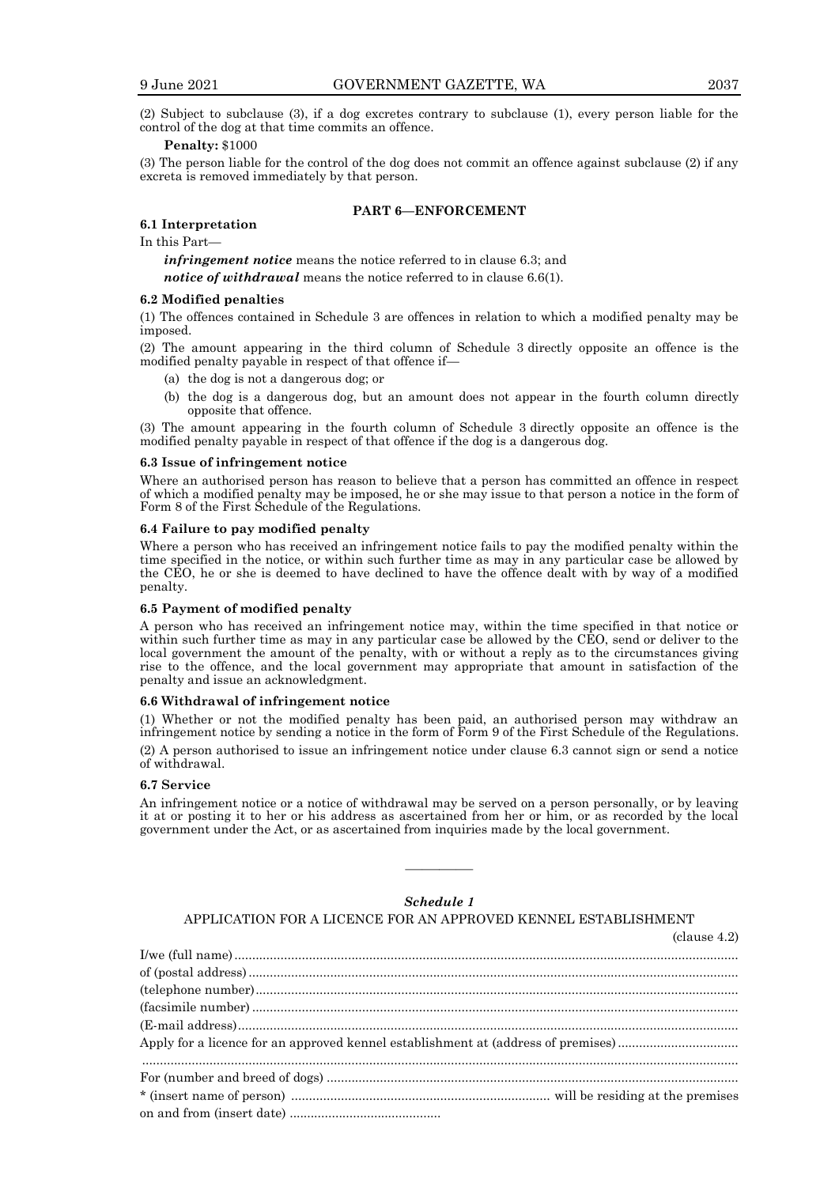(2) Subject to subclause (3), if a dog excretes contrary to subclause (1), every person liable for the control of the dog at that time commits an offence.

**Penalty:** $1000

(3) The person liable for the control of the dog does not commit an offence against subclause (2) if any excreta is removed immediately by that person.

## PART 6—ENFORCEMENT

**6.1 Interpretation**

In this Part—

***infringement notice*** means the notice referred to in clause 6.3; and

***notice of withdrawal*** means the notice referred to in clause 6.6(1).

**6.2 Modified penalties**

(1) The offences contained in Schedule 3 are offences in relation to which a modified penalty may be imposed.

(2) The amount appearing in the third column of Schedule 3 directly opposite an offence is the modified penalty payable in respect of that offence if—

(a) the dog is not a dangerous dog; or

(b) the dog is a dangerous dog, but an amount does not appear in the fourth column directly opposite that offence.

(3) The amount appearing in the fourth column of Schedule 3 directly opposite an offence is the modified penalty payable in respect of that offence if the dog is a dangerous dog.

**6.3 Issue of infringement notice**

Where an authorised person has reason to believe that a person has committed an offence in respect of which a modified penalty may be imposed, he or she may issue to that person a notice in the form of Form 8 of the First Schedule of the Regulations.

**6.4 Failure to pay modified penalty**

Where a person who has received an infringement notice fails to pay the modified penalty within the time specified in the notice, or within such further time as may in any particular case be allowed by the CEO, he or she is deemed to have declined to have the offence dealt with by way of a modified penalty.

**6.5 Payment of modified penalty**

A person who has received an infringement notice may, within the time specified in that notice or within such further time as may in any particular case be allowed by the CEO, send or deliver to the local government the amount of the penalty, with or without a reply as to the circumstances giving rise to the offence, and the local government may appropriate that amount in satisfaction of the penalty and issue an acknowledgment.

**6.6 Withdrawal of infringement notice**

(1) Whether or not the modified penalty has been paid, an authorised person may withdraw an infringement notice by sending a notice in the form of Form 9 of the First Schedule of the Regulations.

(2) A person authorised to issue an infringement notice under clause 6.3 cannot sign or send a notice of withdrawal.

**6.7 Service**

An infringement notice or a notice of withdrawal may be served on a person personally, or by leaving it at or posting it to her or his address as ascertained from her or him, or as recorded by the local government under the Act, or as ascertained from inquiries made by the local government.

———————

### *Schedule 1*

APPLICATION FOR A LICENCE FOR AN APPROVED KENNEL ESTABLISHMENT

(clause 4.2)

I/we (full name)..............................................................................................................................

of (postal address)..........................................................................................................................

(telephone number).........................................................................................................................

(facsimile number)..........................................................................................................................

(E-mail address)..............................................................................................................................

Apply for a licence for an approved kennel establishment at (address of premises)..................................

..........................................................................................................................................................

For (number and breed of dogs) ....................................................................................................

* (insert name of person) ........................................................................ will be residing at the premises

on and from (insert date) ..........................................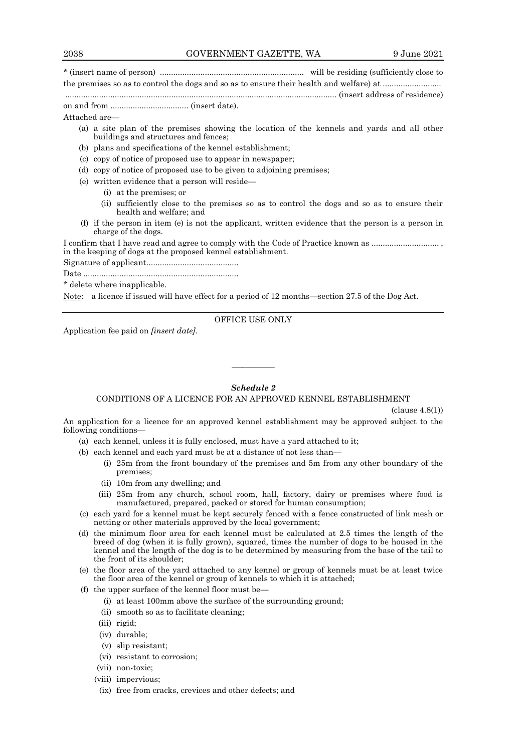* (insert name of person) ................................................................ will be residing (sufficiently close to the premises so as to control the dogs and so as to ensure their health and welfare) at ..........................
........................................................................................................................ (insert address of residence)
on and from .................................. (insert date).

Attached are—

- (a) a site plan of the premises showing the location of the kennels and yards and all other buildings and structures and fences;
- (b) plans and specifications of the kennel establishment;
- (c) copy of notice of proposed use to appear in newspaper;
- (d) copy of notice of proposed use to be given to adjoining premises;
- (e) written evidence that a person will reside—
  - (i) at the premises; or
  - (ii) sufficiently close to the premises so as to control the dogs and so as to ensure their health and welfare; and
- (f) if the person in item (e) is not the applicant, written evidence that the person is a person in charge of the dogs.

I confirm that I have read and agree to comply with the Code of Practice known as .............................. , in the keeping of dogs at the proposed kennel establishment.

Signature of applicant.........................................

Date .....................................................................

* delete where inapplicable.

Note: a licence if issued will have effect for a period of 12 months—section 27.5 of the Dog Act.

---

OFFICE USE ONLY

Application fee paid on *[insert date]*.

---

### *Schedule 2*

#### CONDITIONS OF A LICENCE FOR AN APPROVED KENNEL ESTABLISHMENT

(clause 4.8(1))

An application for a licence for an approved kennel establishment may be approved subject to the following conditions—

- (a) each kennel, unless it is fully enclosed, must have a yard attached to it;
- (b) each kennel and each yard must be at a distance of not less than—
  - (i) 25m from the front boundary of the premises and 5m from any other boundary of the premises;
  - (ii) 10m from any dwelling; and
  - (iii) 25m from any church, school room, hall, factory, dairy or premises where food is manufactured, prepared, packed or stored for human consumption;
- (c) each yard for a kennel must be kept securely fenced with a fence constructed of link mesh or netting or other materials approved by the local government;
- (d) the minimum floor area for each kennel must be calculated at 2.5 times the length of the breed of dog (when it is fully grown), squared, times the number of dogs to be housed in the kennel and the length of the dog is to be determined by measuring from the base of the tail to the front of its shoulder;
- (e) the floor area of the yard attached to any kennel or group of kennels must be at least twice the floor area of the kennel or group of kennels to which it is attached;
- (f) the upper surface of the kennel floor must be—
  - (i) at least 100mm above the surface of the surrounding ground;
  - (ii) smooth so as to facilitate cleaning;
  - (iii) rigid;
  - (iv) durable;
  - (v) slip resistant;
  - (vi) resistant to corrosion;
  - (vii) non-toxic;
  - (viii) impervious;
  - (ix) free from cracks, crevices and other defects; and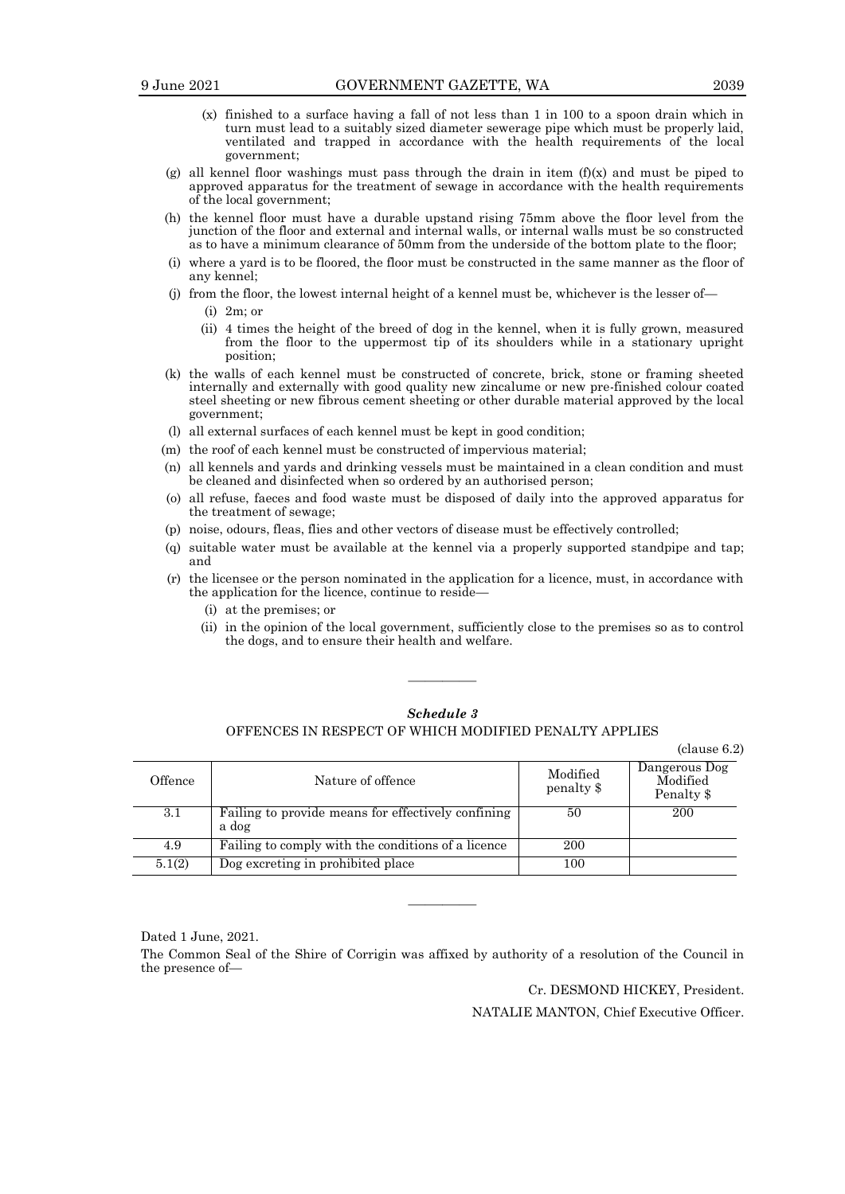(x) finished to a surface having a fall of not less than 1 in 100 to a spoon drain which in turn must lead to a suitably sized diameter sewerage pipe which must be properly laid, ventilated and trapped in accordance with the health requirements of the local government;

(g) all kennel floor washings must pass through the drain in item (f)(x) and must be piped to approved apparatus for the treatment of sewage in accordance with the health requirements of the local government;

(h) the kennel floor must have a durable upstand rising 75mm above the floor level from the junction of the floor and external and internal walls, or internal walls must be so constructed as to have a minimum clearance of 50mm from the underside of the bottom plate to the floor;

(i) where a yard is to be floored, the floor must be constructed in the same manner as the floor of any kennel;

(j) from the floor, the lowest internal height of a kennel must be, whichever is the lesser of—

(i) 2m; or

(ii) 4 times the height of the breed of dog in the kennel, when it is fully grown, measured from the floor to the uppermost tip of its shoulders while in a stationary upright position;

(k) the walls of each kennel must be constructed of concrete, brick, stone or framing sheeted internally and externally with good quality new zincalume or new pre-finished colour coated steel sheeting or new fibrous cement sheeting or other durable material approved by the local government;

(l) all external surfaces of each kennel must be kept in good condition;

(m) the roof of each kennel must be constructed of impervious material;

(n) all kennels and yards and drinking vessels must be maintained in a clean condition and must be cleaned and disinfected when so ordered by an authorised person;

(o) all refuse, faeces and food waste must be disposed of daily into the approved apparatus for the treatment of sewage;

(p) noise, odours, fleas, flies and other vectors of disease must be effectively controlled;

(q) suitable water must be available at the kennel via a properly supported standpipe and tap; and

(r) the licensee or the person nominated in the application for a licence, must, in accordance with the application for the licence, continue to reside—

(i) at the premises; or

(ii) in the opinion of the local government, sufficiently close to the premises so as to control the dogs, and to ensure their health and welfare.

———————

### *Schedule 3*

OFFENCES IN RESPECT OF WHICH MODIFIED PENALTY APPLIES

(clause 6.2)

| Offence | Nature of offence | Modified penalty $ | Dangerous Dog Modified Penalty $ |
|---|---|---|---|
| 3.1 | Failing to provide means for effectively confining a dog | 50 | 200 |
| 4.9 | Failing to comply with the conditions of a licence | 200 | |
| 5.1(2) | Dog excreting in prohibited place | 100 | |

———————

Dated 1 June, 2021.

The Common Seal of the Shire of Corrigin was affixed by authority of a resolution of the Council in the presence of—

Cr. DESMOND HICKEY, President.

NATALIE MANTON, Chief Executive Officer.